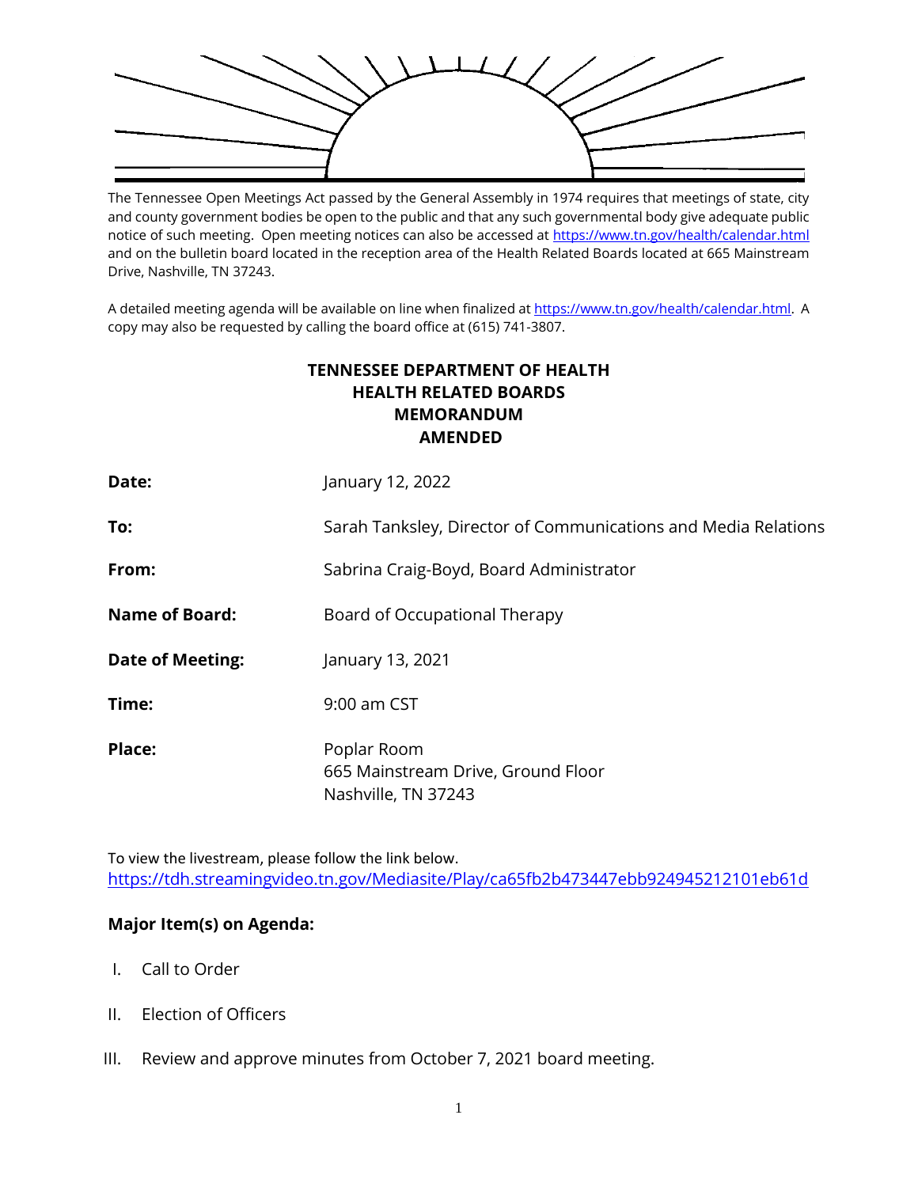The Tennessee Open Meetings Act passed by the General Assembly in 1974 requires that meetings of state, city and county government bodies be open to the public and that any such governmental body give adequate public notice of such meeting. Open meeting notices can also be accessed at https://www.tn.gov/health/calendar.html and on the bulletin board located in the reception area of the Health Related Boards located at 665 Mainstream Drive, Nashville, TN 37243.

A detailed meeting agenda will be available on line when finalized at https://www.tn.gov/health/calendar.html. A copy may also be requested by calling the board office at (615) 741-3807.

**TENNESSEE DEPARTMENT OF HEALTH**
**HEALTH RELATED BOARDS**
**MEMORANDUM**
**AMENDED**

**Date:** January 12, 2022

**To:** Sarah Tanksley, Director of Communications and Media Relations

**From:** Sabrina Craig-Boyd, Board Administrator

**Name of Board:** Board of Occupational Therapy

**Date of Meeting:** January 13, 2021

**Time:** 9:00 am CST

**Place:** Poplar Room
665 Mainstream Drive, Ground Floor
Nashville, TN 37243

To view the livestream, please follow the link below.
https://tdh.streamingvideo.tn.gov/Mediasite/Play/ca65fb2b473447ebb924945212101eb61d

**Major Item(s) on Agenda:**

I. Call to Order

II. Election of Officers

III. Review and approve minutes from October 7, 2021 board meeting.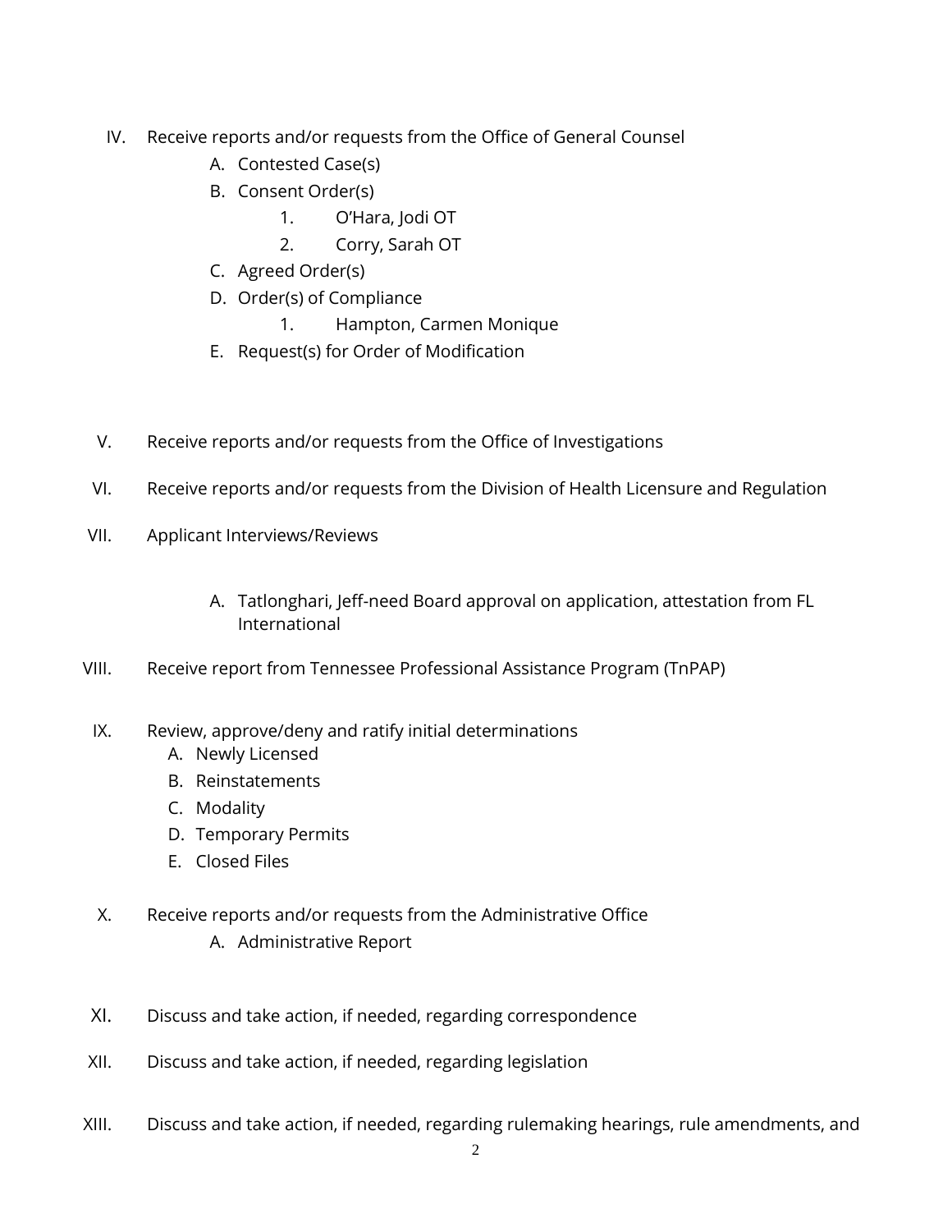IV. Receive reports and/or requests from the Office of General Counsel
   - A. Contested Case(s)
   - B. Consent Order(s)
     1. O'Hara, Jodi OT
     2. Corry, Sarah OT
   - C. Agreed Order(s)
   - D. Order(s) of Compliance
     1. Hampton, Carmen Monique
   - E. Request(s) for Order of Modification

V. Receive reports and/or requests from the Office of Investigations

VI. Receive reports and/or requests from the Division of Health Licensure and Regulation

VII. Applicant Interviews/Reviews

   - A. Tatlonghari, Jeff-need Board approval on application, attestation from FL International

VIII. Receive report from Tennessee Professional Assistance Program (TnPAP)

IX. Review, approve/deny and ratify initial determinations
   - A. Newly Licensed
   - B. Reinstatements
   - C. Modality
   - D. Temporary Permits
   - E. Closed Files

X. Receive reports and/or requests from the Administrative Office
   - A. Administrative Report

XI. Discuss and take action, if needed, regarding correspondence

XII. Discuss and take action, if needed, regarding legislation

XIII. Discuss and take action, if needed, regarding rulemaking hearings, rule amendments, and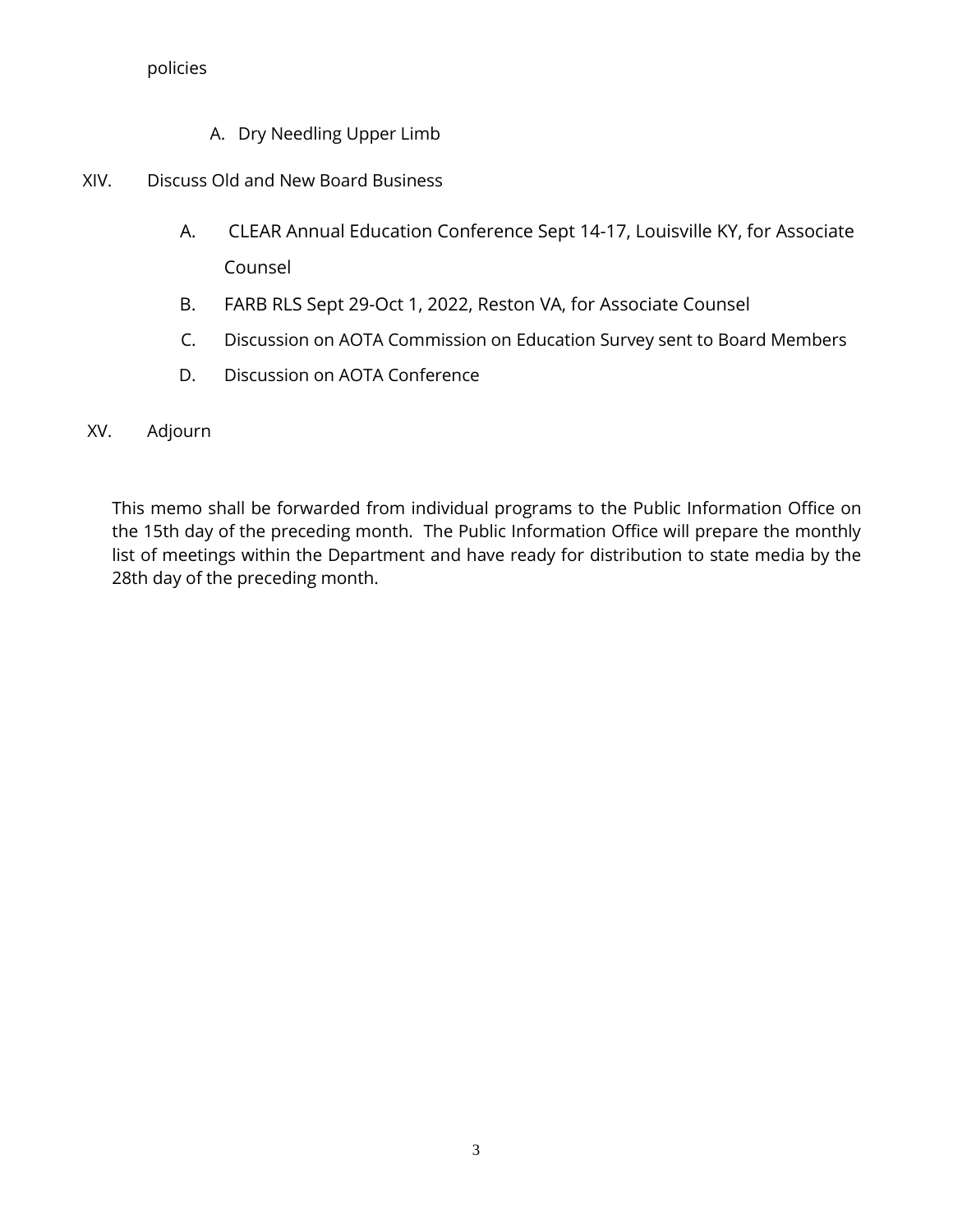policies

A. Dry Needling Upper Limb

XIV. Discuss Old and New Board Business

A. CLEAR Annual Education Conference Sept 14-17, Louisville KY, for Associate Counsel

B. FARB RLS Sept 29-Oct 1, 2022, Reston VA, for Associate Counsel

C. Discussion on AOTA Commission on Education Survey sent to Board Members

D. Discussion on AOTA Conference

XV. Adjourn

This memo shall be forwarded from individual programs to the Public Information Office on the 15th day of the preceding month. The Public Information Office will prepare the monthly list of meetings within the Department and have ready for distribution to state media by the 28th day of the preceding month.